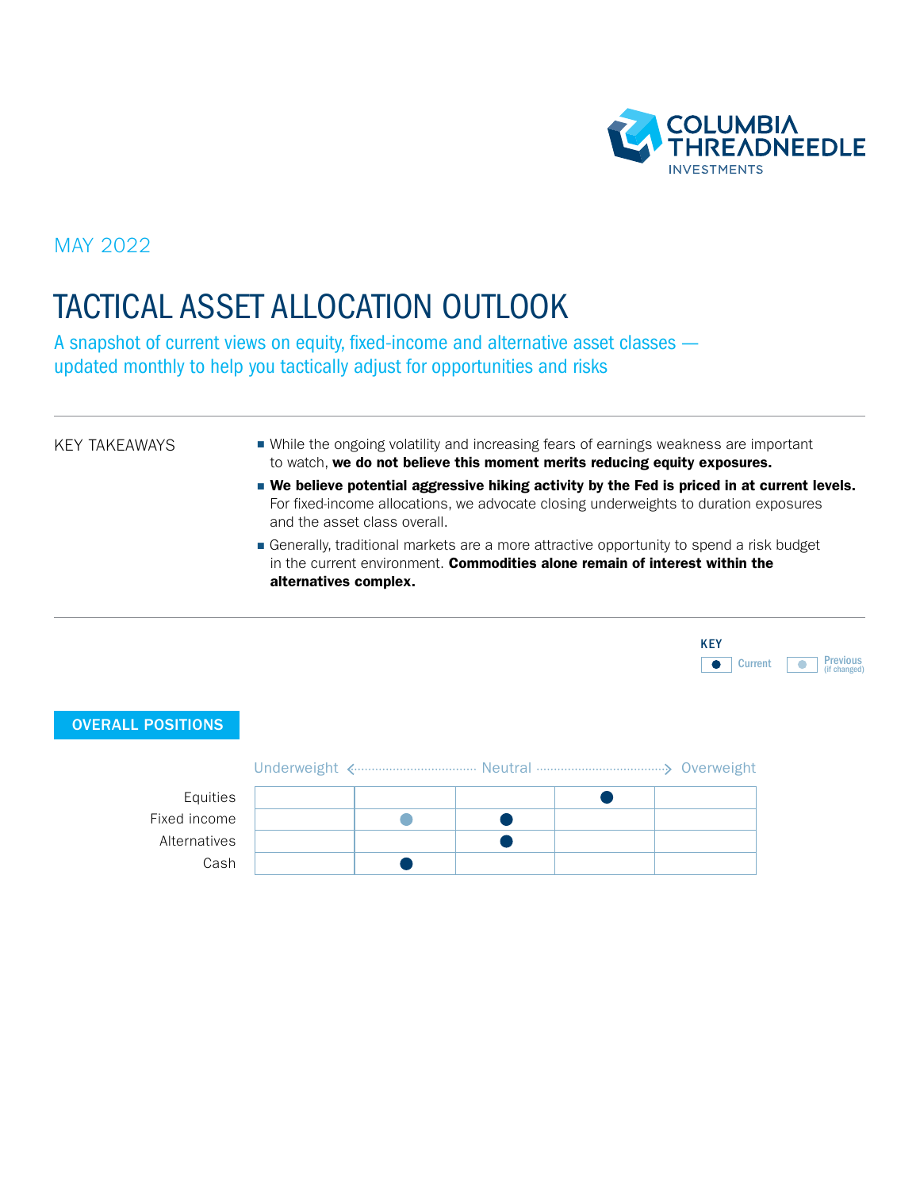COLUMBIA THREADNEEDLE INVESTMENTS

MAY 2022

# TACTICAL ASSET ALLOCATION OUTLOOK

A snapshot of current views on equity, fixed-income and alternative asset classes — updated monthly to help you tactically adjust for opportunities and risks

## KEY TAKEAWAYS

- While the ongoing volatility and increasing fears of earnings weakness are important to watch, **we do not believe this moment merits reducing equity exposures.**
- **We believe potential aggressive hiking activity by the Fed is priced in at current levels.** For fixed-income allocations, we advocate closing underweights to duration exposures and the asset class overall.
- Generally, traditional markets are a more attractive opportunity to spend a risk budget in the current environment. **Commodities alone remain of interest within the alternatives complex.**

KEY: ● Current ○ Previous (if changed)

## OVERALL POSITIONS

Underweight ← Neutral → Overweight

| | Underweight | | Neutral | | Overweight |
|---|---|---|---|---|---|
| Equities | | | | ● Current | |
| Fixed income | | ○ Previous | ● Current | | |
| Alternatives | | | ● Current | | |
| Cash | | ● Current | | | |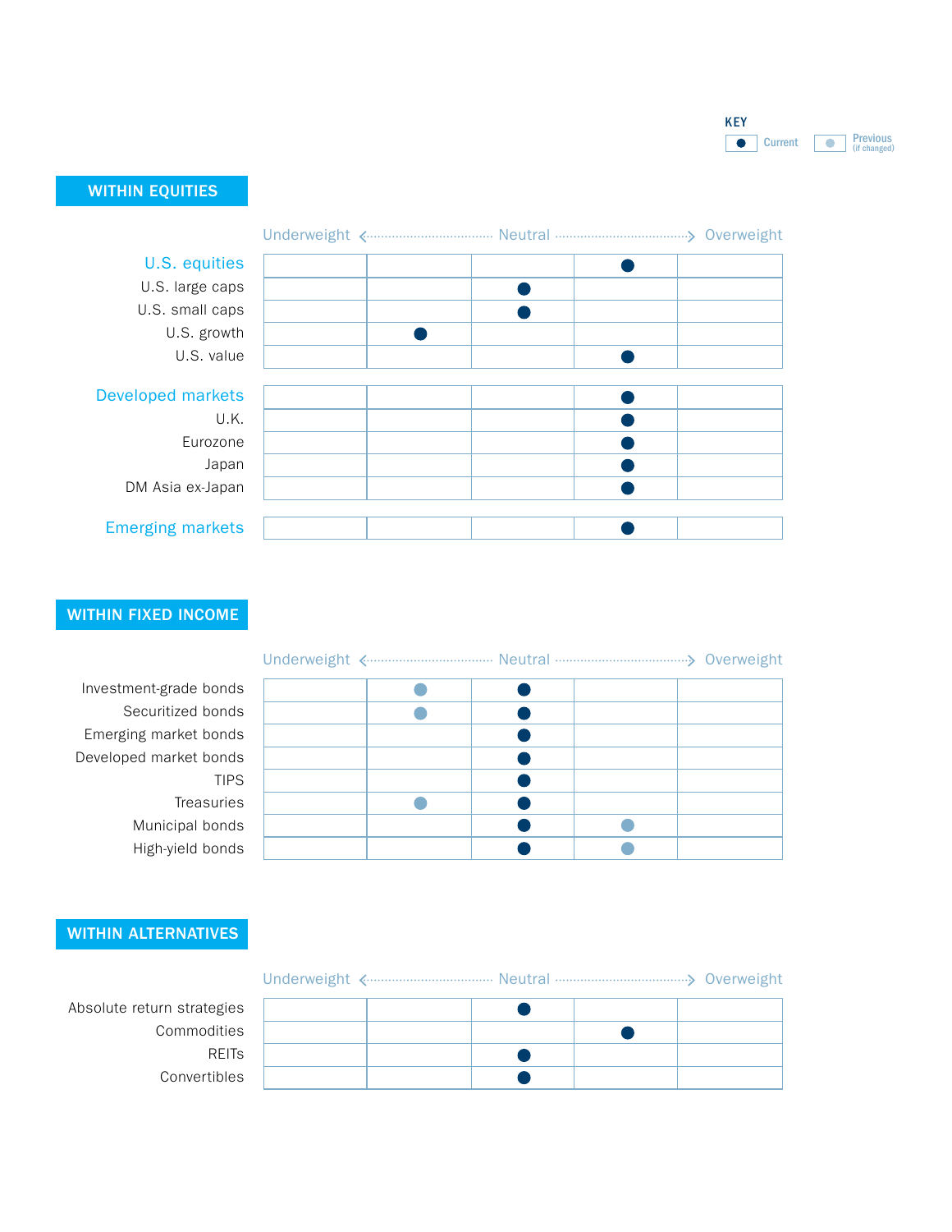**KEY**

● Current ○ Previous (if changed)

## WITHIN EQUITIES

| | Underweight | | Neutral | | Overweight |
|---|---|---|---|---|---|
| **U.S. equities** | | | | ● | |
| U.S. large caps | | | ● | | |
| U.S. small caps | | | ● | | |
| U.S. growth | | ● | | | |
| U.S. value | | | | ● | |
| **Developed markets** | | | | ● | |
| U.K. | | | | ● | |
| Eurozone | | | | ● | |
| Japan | | | | ● | |
| DM Asia ex-Japan | | | | ● | |
| **Emerging markets** | | | | ● | |

## WITHIN FIXED INCOME

| | Underweight | | Neutral | | Overweight |
|---|---|---|---|---|---|
| Investment-grade bonds | | ○ | ● | | |
| Securitized bonds | | ○ | ● | | |
| Emerging market bonds | | | ● | | |
| Developed market bonds | | | ● | | |
| TIPS | | | ● | | |
| Treasuries | | ○ | ● | | |
| Municipal bonds | | | ● | ○ | |
| High-yield bonds | | | ● | ○ | |

## WITHIN ALTERNATIVES

| | Underweight | | Neutral | | Overweight |
|---|---|---|---|---|---|
| Absolute return strategies | | | ● | | |
| Commodities | | | | ● | |
| REITs | | | ● | | |
| Convertibles | | | ● | | |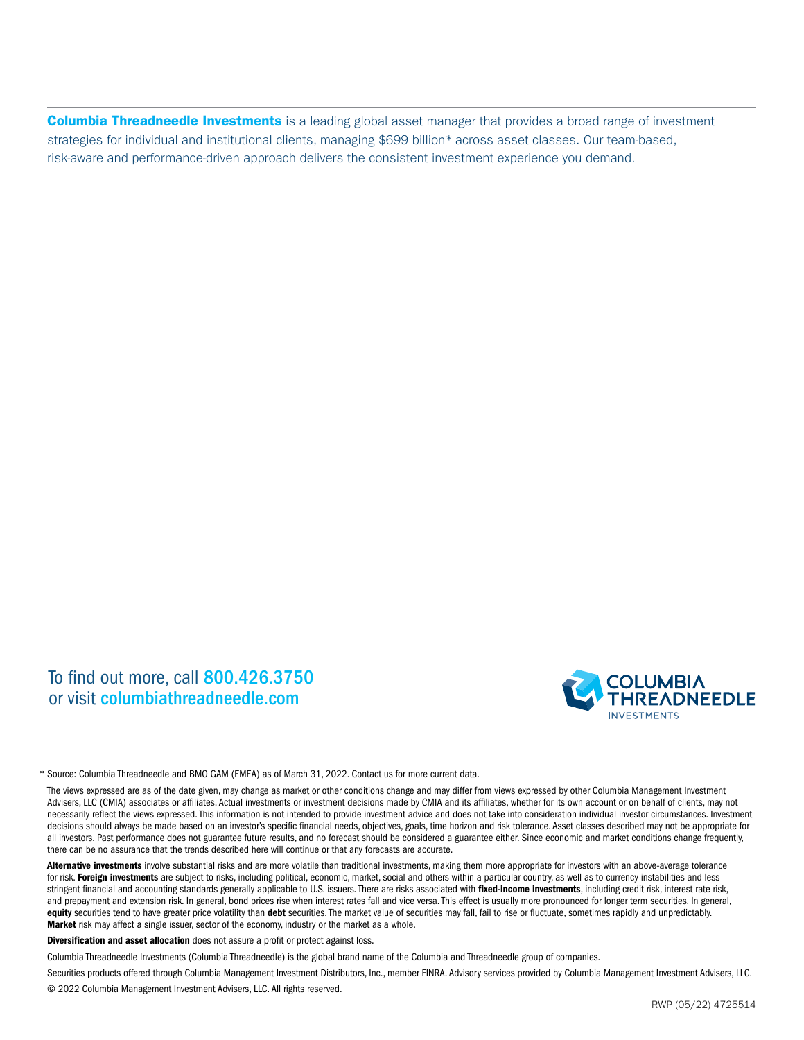**Columbia Threadneedle Investments** is a leading global asset manager that provides a broad range of investment strategies for individual and institutional clients, managing $699 billion* across asset classes. Our team-based, risk-aware and performance-driven approach delivers the consistent investment experience you demand.

To find out more, call 800.426.3750
or visit columbiathreadneedle.com

COLUMBIA THREADNEEDLE INVESTMENTS

* Source: Columbia Threadneedle and BMO GAM (EMEA) as of March 31, 2022. Contact us for more current data.

The views expressed are as of the date given, may change as market or other conditions change and may differ from views expressed by other Columbia Management Investment Advisers, LLC (CMIA) associates or affiliates. Actual investments or investment decisions made by CMIA and its affiliates, whether for its own account or on behalf of clients, may not necessarily reflect the views expressed. This information is not intended to provide investment advice and does not take into consideration individual investor circumstances. Investment decisions should always be made based on an investor's specific financial needs, objectives, goals, time horizon and risk tolerance. Asset classes described may not be appropriate for all investors. Past performance does not guarantee future results, and no forecast should be considered a guarantee either. Since economic and market conditions change frequently, there can be no assurance that the trends described here will continue or that any forecasts are accurate.

**Alternative investments** involve substantial risks and are more volatile than traditional investments, making them more appropriate for investors with an above-average tolerance for risk. **Foreign investments** are subject to risks, including political, economic, market, social and others within a particular country, as well as to currency instabilities and less stringent financial and accounting standards generally applicable to U.S. issuers. There are risks associated with **fixed-income investments**, including credit risk, interest rate risk, and prepayment and extension risk. In general, bond prices rise when interest rates fall and vice versa. This effect is usually more pronounced for longer term securities. In general, **equity** securities tend to have greater price volatility than **debt** securities. The market value of securities may fall, fail to rise or fluctuate, sometimes rapidly and unpredictably. **Market** risk may affect a single issuer, sector of the economy, industry or the market as a whole.

**Diversification and asset allocation** does not assure a profit or protect against loss.

Columbia Threadneedle Investments (Columbia Threadneedle) is the global brand name of the Columbia and Threadneedle group of companies.

Securities products offered through Columbia Management Investment Distributors, Inc., member FINRA. Advisory services provided by Columbia Management Investment Advisers, LLC.

© 2022 Columbia Management Investment Advisers, LLC. All rights reserved.

RWP (05/22) 4725514